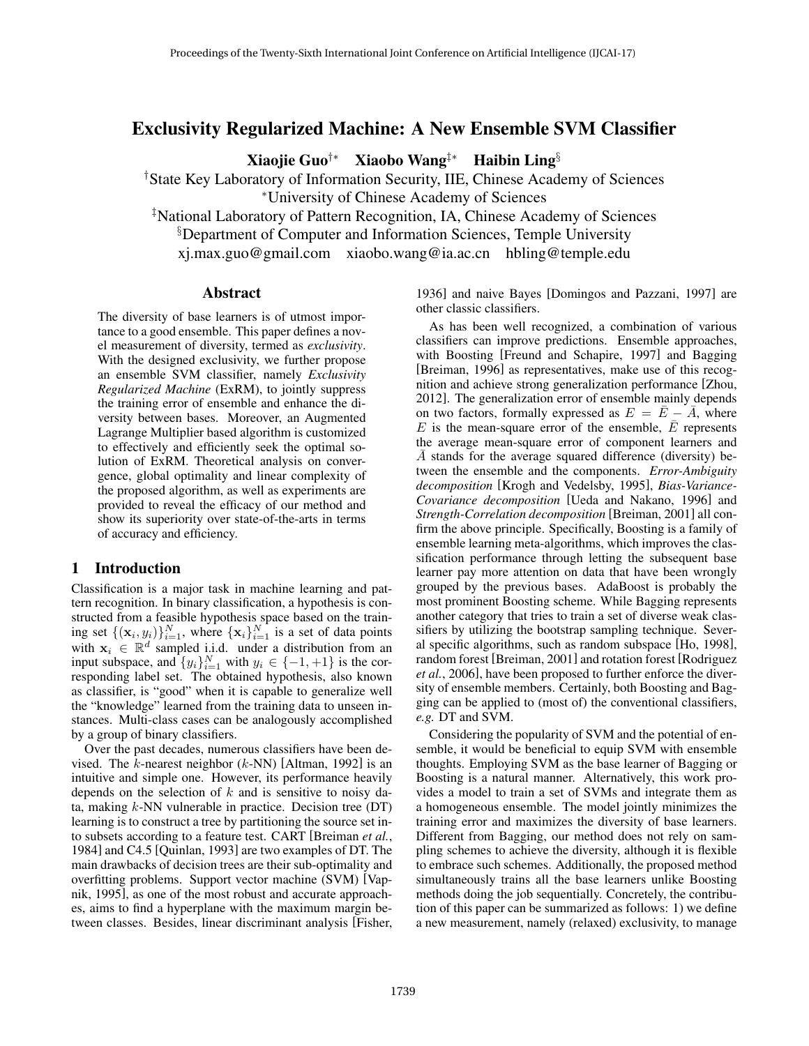// Exclusivity Regularized Machine: A New Ensemble SVM Classifier

**Xiaojie Guo**[†*] **Xiaobo Wang**[‡*] **Haibin Ling**[§]

[†]State Key Laboratory of Information Security, IIE, Chinese Academy of Sciences
[*]University of Chinese Academy of Sciences
[‡]National Laboratory of Pattern Recognition, IA, Chinese Academy of Sciences
[§]Department of Computer and Information Sciences, Temple University
xj.max.guo@gmail.com xiaobo.wang@ia.ac.cn hbling@temple.edu

## Abstract

The diversity of base learners is of utmost importance to a good ensemble. This paper defines a novel measurement of diversity, termed as *exclusivity*. With the designed exclusivity, we further propose an ensemble SVM classifier, namely *Exclusivity Regularized Machine* (ExRM), to jointly suppress the training error of ensemble and enhance the diversity between bases. Moreover, an Augmented Lagrange Multiplier based algorithm is customized to effectively and efficiently seek the optimal solution of ExRM. Theoretical analysis on convergence, global optimality and linear complexity of the proposed algorithm, as well as experiments are provided to reveal the efficacy of our method and show its superiority over state-of-the-arts in terms of accuracy and efficiency.

## 1 Introduction

Classification is a major task in machine learning and pattern recognition. In binary classification, a hypothesis is constructed from a feasible hypothesis space based on the training set $\{(\mathbf{x}_i, y_i)\}_{i=1}^N$, where $\{\mathbf{x}_i\}_{i=1}^N$ is a set of data points with $\mathbf{x}_i \in \mathbb{R}^d$ sampled i.i.d. under a distribution from an input subspace, and $\{y_i\}_{i=1}^N$ with $y_i \in \{-1, +1\}$ is the corresponding label set. The obtained hypothesis, also known as classifier, is "good" when it is capable to generalize well the "knowledge" learned from the training data to unseen instances. Multi-class cases can be analogously accomplished by a group of binary classifiers.

Over the past decades, numerous classifiers have been devised. The $k$-nearest neighbor ($k$-NN) [Altman, 1992] is an intuitive and simple one. However, its performance heavily depends on the selection of $k$ and is sensitive to noisy data, making $k$-NN vulnerable in practice. Decision tree (DT) learning is to construct a tree by partitioning the source set into subsets according to a feature test. CART [Breiman *et al.*, 1984] and C4.5 [Quinlan, 1993] are two examples of DT. The main drawbacks of decision trees are their sub-optimality and overfitting problems. Support vector machine (SVM) [Vapnik, 1995], as one of the most robust and accurate approaches, aims to find a hyperplane with the maximum margin between classes. Besides, linear discriminant analysis [Fisher, 1936] and naive Bayes [Domingos and Pazzani, 1997] are other classic classifiers.

As has been well recognized, a combination of various classifiers can improve predictions. Ensemble approaches, with Boosting [Freund and Schapire, 1997] and Bagging [Breiman, 1996] as representatives, make use of this recognition and achieve strong generalization performance [Zhou, 2012]. The generalization error of ensemble mainly depends on two factors, formally expressed as $E = \bar{E} - \bar{A}$, where $E$ is the mean-square error of the ensemble, $\bar{E}$ represents the average mean-square error of component learners and $\bar{A}$ stands for the average squared difference (diversity) between the ensemble and the components. *Error-Ambiguity decomposition* [Krogh and Vedelsby, 1995], *Bias-Variance-Covariance decomposition* [Ueda and Nakano, 1996] and *Strength-Correlation decomposition* [Breiman, 2001] all confirm the above principle. Specifically, Boosting is a family of ensemble learning meta-algorithms, which improves the classification performance through letting the subsequent base learner pay more attention on data that have been wrongly grouped by the previous bases. AdaBoost is probably the most prominent Boosting scheme. While Bagging represents another category that tries to train a set of diverse weak classifiers by utilizing the bootstrap sampling technique. Several specific algorithms, such as random subspace [Ho, 1998], random forest [Breiman, 2001] and rotation forest [Rodriguez *et al.*, 2006], have been proposed to further enforce the diversity of ensemble members. Certainly, both Boosting and Bagging can be applied to (most of) the conventional classifiers, *e.g.* DT and SVM.

Considering the popularity of SVM and the potential of ensemble, it would be beneficial to equip SVM with ensemble thoughts. Employing SVM as the base learner of Bagging or Boosting is a natural manner. Alternatively, this work provides a model to train a set of SVMs and integrate them as a homogeneous ensemble. The model jointly minimizes the training error and maximizes the diversity of base learners. Different from Bagging, our method does not rely on sampling schemes to achieve the diversity, although it is flexible to embrace such schemes. Additionally, the proposed method simultaneously trains all the base learners unlike Boosting methods doing the job sequentially. Concretely, the contribution of this paper can be summarized as follows: 1) we define a new measurement, namely (relaxed) exclusivity, to manage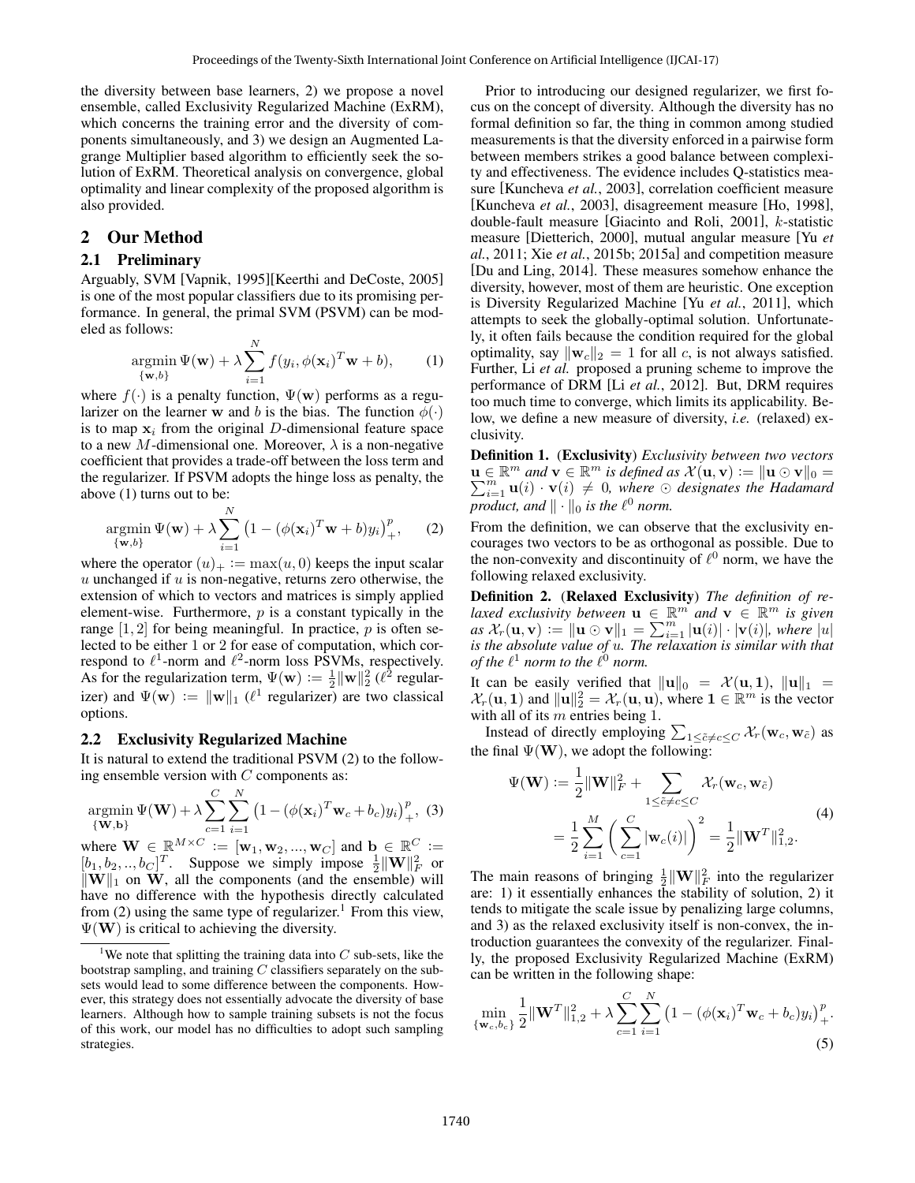the diversity between base learners, 2) we propose a novel ensemble, called Exclusivity Regularized Machine (ExRM), which concerns the training error and the diversity of components simultaneously, and 3) we design an Augmented Lagrange Multiplier based algorithm to efficiently seek the solution of ExRM. Theoretical analysis on convergence, global optimality and linear complexity of the proposed algorithm is also provided.

## 2 Our Method

### 2.1 Preliminary

Arguably, SVM [Vapnik, 1995][Keerthi and DeCoste, 2005] is one of the most popular classifiers due to its promising performance. In general, the primal SVM (PSVM) can be modeled as follows:

$$\underset{\{\mathbf{w},b\}}{\operatorname{argmin}}\, \Psi(\mathbf{w}) + \lambda \sum_{i=1}^{N} f(y_i, \phi(\mathbf{x}_i)^T\mathbf{w} + b), \tag{1}$$

where $f(\cdot)$ is a penalty function, $\Psi(\mathbf{w})$ performs as a regularizer on the learner $\mathbf{w}$ and $b$ is the bias. The function $\phi(\cdot)$ is to map $\mathbf{x}_i$ from the original $D$-dimensional feature space to a new $M$-dimensional one. Moreover, $\lambda$ is a non-negative coefficient that provides a trade-off between the loss term and the regularizer. If PSVM adopts the hinge loss as penalty, the above (1) turns out to be:

$$\underset{\{\mathbf{w},b\}}{\operatorname{argmin}}\, \Psi(\mathbf{w}) + \lambda \sum_{i=1}^{N} \left(1 - (\phi(\mathbf{x}_i)^T\mathbf{w} + b)y_i\right)_+^p, \tag{2}$$

where the operator $(u)_+ := \max(u, 0)$ keeps the input scalar $u$ unchanged if $u$ is non-negative, returns zero otherwise, the extension of which to vectors and matrices is simply applied element-wise. Furthermore, $p$ is a constant typically in the range $[1, 2]$ for being meaningful. In practice, $p$ is often selected to be either 1 or 2 for ease of computation, which correspond to $\ell^1$-norm and $\ell^2$-norm loss PSVMs, respectively. As for the regularization term, $\Psi(\mathbf{w}) := \frac{1}{2}\|\mathbf{w}\|_2^2$ ($\ell^2$ regularizer) and $\Psi(\mathbf{w}) := \|\mathbf{w}\|_1$ ($\ell^1$ regularizer) are two classical options.

### 2.2 Exclusivity Regularized Machine

It is natural to extend the traditional PSVM (2) to the following ensemble version with $C$ components as:

$$\underset{\{\mathbf{W},\mathbf{b}\}}{\operatorname{argmin}}\, \Psi(\mathbf{W}) + \lambda \sum_{c=1}^{C}\sum_{i=1}^{N} \left(1 - (\phi(\mathbf{x}_i)^T\mathbf{w}_c + b_c)y_i\right)_+^p, \tag{3}$$

where $\mathbf{W} \in \mathbb{R}^{M\times C} := [\mathbf{w}_1, \mathbf{w}_2, ..., \mathbf{w}_C]$ and $\mathbf{b} \in \mathbb{R}^C := [b_1, b_2, .., b_C]^T$. Suppose we simply impose $\frac{1}{2}\|\mathbf{W}\|_F^2$ or $\|\mathbf{W}\|_1$ on $\mathbf{W}$, all the components (and the ensemble) will have no difference with the hypothesis directly calculated from (2) using the same type of regularizer.[1] From this view, $\Psi(\mathbf{W})$ is critical to achieving the diversity.

[1] We note that splitting the training data into $C$ sub-sets, like the bootstrap sampling, and training $C$ classifiers separately on the subsets would lead to some difference between the components. However, this strategy does not essentially advocate the diversity of base learners. Although how to sample training subsets is not the focus of this work, our model has no difficulties to adopt such sampling strategies.

Prior to introducing our designed regularizer, we first focus on the concept of diversity. Although the diversity has no formal definition so far, the thing in common among studied measurements is that the diversity enforced in a pairwise form between members strikes a good balance between complexity and effectiveness. The evidence includes Q-statistics measure [Kuncheva *et al.*, 2003], correlation coefficient measure [Kuncheva *et al.*, 2003], disagreement measure [Ho, 1998], double-fault measure [Giacinto and Roli, 2001], $k$-statistic measure [Dietterich, 2000], mutual angular measure [Yu *et al.*, 2011; Xie *et al.*, 2015b; 2015a] and competition measure [Du and Ling, 2014]. These measures somehow enhance the diversity, however, most of them are heuristic. One exception is Diversity Regularized Machine [Yu *et al.*, 2011], which attempts to seek the globally-optimal solution. Unfortunately, it often fails because the condition required for the global optimality, say $\|\mathbf{w}_c\|_2 = 1$ for all $c$, is not always satisfied. Further, Li *et al.* proposed a pruning scheme to improve the performance of DRM [Li *et al.*, 2012]. But, DRM requires too much time to converge, which limits its applicability. Below, we define a new measure of diversity, *i.e.* (relaxed) exclusivity.

**Definition 1.** (**Exclusivity**) *Exclusivity between two vectors* $\mathbf{u} \in \mathbb{R}^m$ *and* $\mathbf{v} \in \mathbb{R}^m$ *is defined as* $\mathcal{X}(\mathbf{u}, \mathbf{v}) := \|\mathbf{u} \odot \mathbf{v}\|_0 = \sum_{i=1}^{m} \mathbf{u}(i) \cdot \mathbf{v}(i) \neq 0$*, where* $\odot$ *designates the Hadamard product, and* $\|\cdot\|_0$ *is the* $\ell^0$ *norm.*

From the definition, we can observe that the exclusivity encourages two vectors to be as orthogonal as possible. Due to the non-convexity and discontinuity of $\ell^0$ norm, we have the following relaxed exclusivity.

**Definition 2.** (**Relaxed Exclusivity**) *The definition of relaxed exclusivity between* $\mathbf{u} \in \mathbb{R}^m$ *and* $\mathbf{v} \in \mathbb{R}^m$ *is given as* $\mathcal{X}_r(\mathbf{u}, \mathbf{v}) := \|\mathbf{u} \odot \mathbf{v}\|_1 = \sum_{i=1}^{m} |\mathbf{u}(i)| \cdot |\mathbf{v}(i)|$*, where* $|u|$ *is the absolute value of* $u$*. The relaxation is similar with that of the* $\ell^1$ *norm to the* $\ell^0$ *norm.*

It can be easily verified that $\|\mathbf{u}\|_0 = \mathcal{X}(\mathbf{u}, \mathbf{1})$, $\|\mathbf{u}\|_1 = \mathcal{X}_r(\mathbf{u}, \mathbf{1})$ and $\|\mathbf{u}\|_2^2 = \mathcal{X}_r(\mathbf{u}, \mathbf{u})$, where $\mathbf{1} \in \mathbb{R}^m$ is the vector with all of its $m$ entries being 1.

Instead of directly employing $\sum_{1\leq\tilde{c}\neq c\leq C} \mathcal{X}_r(\mathbf{w}_c, \mathbf{w}_{\tilde{c}})$ as the final $\Psi(\mathbf{W})$, we adopt the following:

$$\begin{aligned}\Psi(\mathbf{W}) &:= \frac{1}{2}\|\mathbf{W}\|_F^2 + \sum_{1\leq\tilde{c}\neq c\leq C} \mathcal{X}_r(\mathbf{w}_c, \mathbf{w}_{\tilde{c}}) \\ &= \frac{1}{2}\sum_{i=1}^{M}\left(\sum_{c=1}^{C} |\mathbf{w}_c(i)|\right)^2 = \frac{1}{2}\|\mathbf{W}^T\|_{1,2}^2.\end{aligned} \tag{4}$$

The main reasons of bringing $\frac{1}{2}\|\mathbf{W}\|_F^2$ into the regularizer are: 1) it essentially enhances the stability of solution, 2) it tends to mitigate the scale issue by penalizing large columns, and 3) as the relaxed exclusivity itself is non-convex, the introduction guarantees the convexity of the regularizer. Finally, the proposed Exclusivity Regularized Machine (ExRM) can be written in the following shape:

$$\min_{\{\mathbf{w}_c,b_c\}} \frac{1}{2}\|\mathbf{W}^T\|_{1,2}^2 + \lambda \sum_{c=1}^{C}\sum_{i=1}^{N} \left(1 - (\phi(\mathbf{x}_i)^T\mathbf{w}_c + b_c)y_i\right)_+^p. \tag{5}$$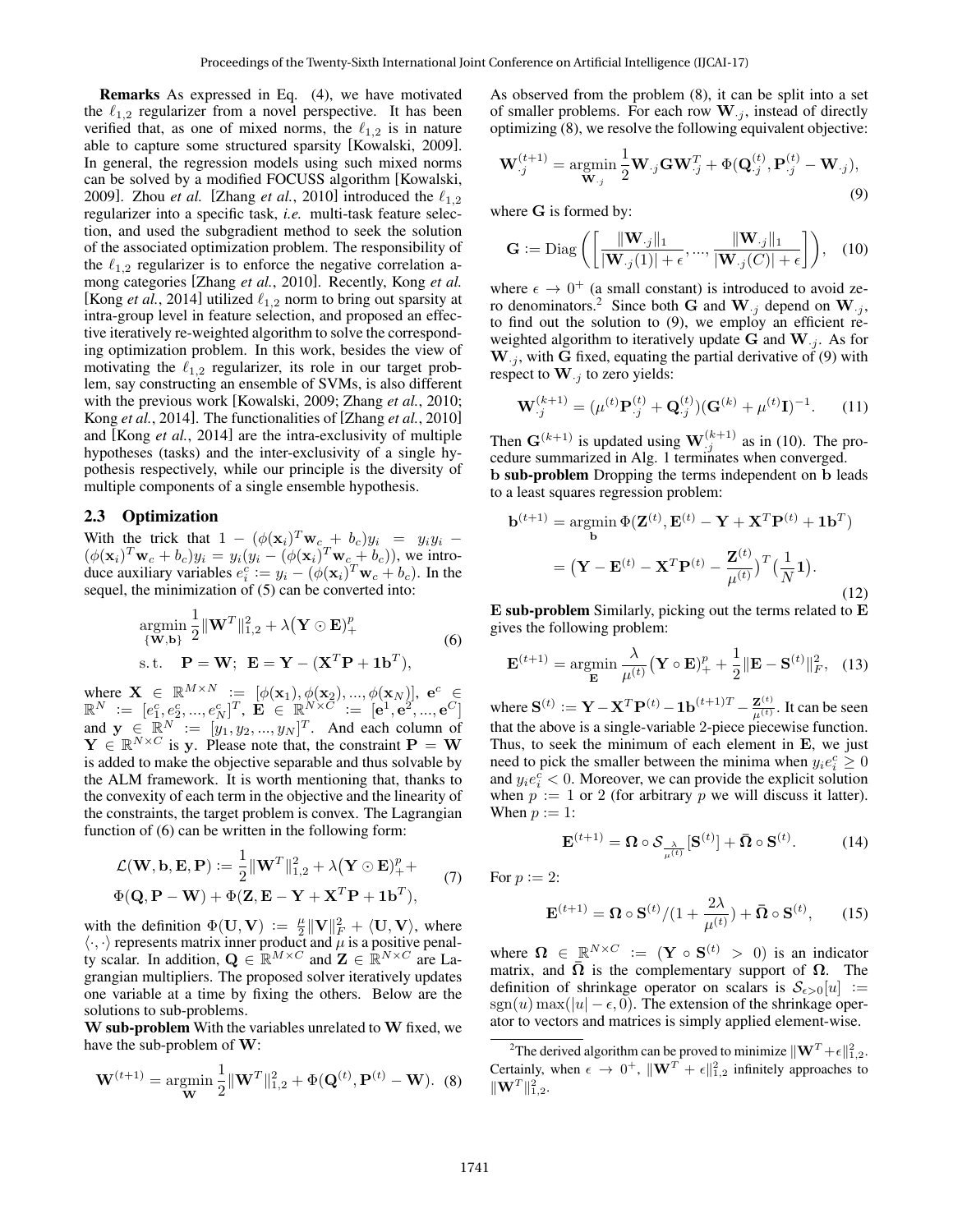**Remarks** As expressed in Eq. (4), we have motivated the $\ell_{1,2}$ regularizer from a novel perspective. It has been verified that, as one of mixed norms, the $\ell_{1,2}$ is in nature able to capture some structured sparsity [Kowalski, 2009]. In general, the regression models using such mixed norms can be solved by a modified FOCUSS algorithm [Kowalski, 2009]. Zhou *et al.* [Zhang *et al.*, 2010] introduced the $\ell_{1,2}$ regularizer into a specific task, *i.e.* multi-task feature selection, and used the subgradient method to seek the solution of the associated optimization problem. The responsibility of the $\ell_{1,2}$ regularizer is to enforce the negative correlation among categories [Zhang *et al.*, 2010]. Recently, Kong *et al.* [Kong *et al.*, 2014] utilized $\ell_{1,2}$ norm to bring out sparsity at intra-group level in feature selection, and proposed an effective iteratively re-weighted algorithm to solve the corresponding optimization problem. In this work, besides the view of motivating the $\ell_{1,2}$ regularizer, its role in our target problem, say constructing an ensemble of SVMs, is also different with the previous work [Kowalski, 2009; Zhang *et al.*, 2010; Kong *et al.*, 2014]. The functionalities of [Zhang *et al.*, 2010] and [Kong *et al.*, 2014] are the intra-exclusivity of multiple hypotheses (tasks) and the inter-exclusivity of a single hypothesis respectively, while our principle is the diversity of multiple components of a single ensemble hypothesis.

## 2.3 Optimization

With the trick that $1 - (\phi(\mathbf{x}_i)^T\mathbf{w}_c + b_c)y_i = y_iy_i - (\phi(\mathbf{x}_i)^T\mathbf{w}_c + b_c)y_i = y_i(y_i - (\phi(\mathbf{x}_i)^T\mathbf{w}_c + b_c))$, we introduce auxiliary variables $e_i^c := y_i - (\phi(\mathbf{x}_i)^T\mathbf{w}_c + b_c)$. In the sequel, the minimization of (5) can be converted into:

$$
\begin{aligned}
&\underset{\{\mathbf{W},\mathbf{b}\}}{\operatorname{argmin}} \frac{1}{2}\|\mathbf{W}^T\|_{1,2}^2 + \lambda\big(\mathbf{Y}\odot\mathbf{E}\big)_+^p \\
&\text{s.t.} \quad \mathbf{P} = \mathbf{W};\ \mathbf{E} = \mathbf{Y} - (\mathbf{X}^T\mathbf{P} + \mathbf{1}\mathbf{b}^T),
\end{aligned} \tag{6}
$$

where $\mathbf{X} \in \mathbb{R}^{M\times N} := [\phi(\mathbf{x}_1), \phi(\mathbf{x}_2), ..., \phi(\mathbf{x}_N)]$, $\mathbf{e}^c \in \mathbb{R}^N := [e_1^c, e_2^c, ..., e_N^c]^T$, $\mathbf{E} \in \mathbb{R}^{N\times C} := [\mathbf{e}^1, \mathbf{e}^2, ..., \mathbf{e}^C]$ and $\mathbf{y} \in \mathbb{R}^N := [y_1, y_2, ..., y_N]^T$. And each column of $\mathbf{Y} \in \mathbb{R}^{N\times C}$ is $\mathbf{y}$. Please note that, the constraint $\mathbf{P} = \mathbf{W}$ is added to make the objective separable and thus solvable by the ALM framework. It is worth mentioning that, thanks to the convexity of each term in the objective and the linearity of the constraints, the target problem is convex. The Lagrangian function of (6) can be written in the following form:

$$
\begin{aligned}
&\mathcal{L}(\mathbf{W}, \mathbf{b}, \mathbf{E}, \mathbf{P}) := \frac{1}{2}\|\mathbf{W}^T\|_{1,2}^2 + \lambda\big(\mathbf{Y}\odot\mathbf{E}\big)_+^p + \\
&\Phi(\mathbf{Q}, \mathbf{P} - \mathbf{W}) + \Phi(\mathbf{Z}, \mathbf{E} - \mathbf{Y} + \mathbf{X}^T\mathbf{P} + \mathbf{1}\mathbf{b}^T),
\end{aligned} \tag{7}
$$

with the definition $\Phi(\mathbf{U}, \mathbf{V}) := \frac{\mu}{2}\|\mathbf{V}\|_F^2 + \langle\mathbf{U}, \mathbf{V}\rangle$, where $\langle\cdot,\cdot\rangle$ represents matrix inner product and $\mu$ is a positive penalty scalar. In addition, $\mathbf{Q} \in \mathbb{R}^{M\times C}$ and $\mathbf{Z} \in \mathbb{R}^{N\times C}$ are Lagrangian multipliers. The proposed solver iteratively updates one variable at a time by fixing the others. Below are the solutions to sub-problems.

**W sub-problem** With the variables unrelated to $\mathbf{W}$ fixed, we have the sub-problem of $\mathbf{W}$:

$$
\mathbf{W}^{(t+1)} = \underset{\mathbf{W}}{\operatorname{argmin}} \frac{1}{2}\|\mathbf{W}^T\|_{1,2}^2 + \Phi(\mathbf{Q}^{(t)}, \mathbf{P}^{(t)} - \mathbf{W}). \tag{8}
$$

As observed from the problem (8), it can be split into a set of smaller problems. For each row $\mathbf{W}_{\cdot j}$, instead of directly optimizing (8), we resolve the following equivalent objective:

$$
\mathbf{W}_{\cdot j}^{(t+1)} = \underset{\mathbf{W}_{\cdot j}}{\operatorname{argmin}} \frac{1}{2}\mathbf{W}_{\cdot j}\mathbf{G}\mathbf{W}_{\cdot j}^T + \Phi(\mathbf{Q}_{\cdot j}^{(t)}, \mathbf{P}_{\cdot j}^{(t)} - \mathbf{W}_{\cdot j}), \tag{9}
$$

where $\mathbf{G}$ is formed by:

$$
\mathbf{G} := \operatorname{Diag}\left(\left[\frac{\|\mathbf{W}_{\cdot j}\|_1}{|\mathbf{W}_{\cdot j}(1)| + \epsilon}, ..., \frac{\|\mathbf{W}_{\cdot j}\|_1}{|\mathbf{W}_{\cdot j}(C)| + \epsilon}\right]\right), \tag{10}
$$

where $\epsilon \rightarrow 0^+$ (a small constant) is introduced to avoid zero denominators.[2] Since both $\mathbf{G}$ and $\mathbf{W}_{\cdot j}$ depend on $\mathbf{W}_{\cdot j}$, to find out the solution to (9), we employ an efficient reweighted algorithm to iteratively update $\mathbf{G}$ and $\mathbf{W}_{\cdot j}$. As for $\mathbf{W}_{\cdot j}$, with $\mathbf{G}$ fixed, equating the partial derivative of (9) with respect to $\mathbf{W}_{\cdot j}$ to zero yields:

$$
\mathbf{W}_{\cdot j}^{(k+1)} = (\mu^{(t)}\mathbf{P}_{\cdot j}^{(t)} + \mathbf{Q}_{\cdot j}^{(t)})(\mathbf{G}^{(k)} + \mu^{(t)}\mathbf{I})^{-1}. \tag{11}
$$

Then $\mathbf{G}^{(k+1)}$ is updated using $\mathbf{W}_{\cdot j}^{(k+1)}$ as in (10). The procedure summarized in Alg. 1 terminates when converged.

**b sub-problem** Dropping the terms independent on $\mathbf{b}$ leads to a least squares regression problem:

$$
\begin{aligned}
\mathbf{b}^{(t+1)} &= \underset{\mathbf{b}}{\operatorname{argmin}}\, \Phi(\mathbf{Z}^{(t)}, \mathbf{E}^{(t)} - \mathbf{Y} + \mathbf{X}^T\mathbf{P}^{(t)} + \mathbf{1}\mathbf{b}^T) \\
&= \big(\mathbf{Y} - \mathbf{E}^{(t)} - \mathbf{X}^T\mathbf{P}^{(t)} - \frac{\mathbf{Z}^{(t)}}{\mu^{(t)}}\big)^T\big(\frac{1}{N}\mathbf{1}\big).
\end{aligned} \tag{12}
$$

**E sub-problem** Similarly, picking out the terms related to $\mathbf{E}$ gives the following problem:

$$
\mathbf{E}^{(t+1)} = \underset{\mathbf{E}}{\operatorname{argmin}} \frac{\lambda}{\mu^{(t)}}\big(\mathbf{Y}\circ\mathbf{E}\big)_+^p + \frac{1}{2}\|\mathbf{E} - \mathbf{S}^{(t)}\|_F^2, \tag{13}
$$

where $\mathbf{S}^{(t)} := \mathbf{Y} - \mathbf{X}^T\mathbf{P}^{(t)} - \mathbf{1}\mathbf{b}^{(t+1)T} - \frac{\mathbf{Z}^{(t)}}{\mu^{(t)}}$. It can be seen that the above is a single-variable 2-piece piecewise function. Thus, to seek the minimum of each element in $\mathbf{E}$, we just need to pick the smaller between the minima when $y_ie_i^c \geq 0$ and $y_ie_i^c < 0$. Moreover, we can provide the explicit solution when $p := 1$ or $2$ (for arbitrary $p$ we will discuss it latter). When $p := 1$:

$$
\mathbf{E}^{(t+1)} = \mathbf{\Omega}\circ\mathcal{S}_{\frac{\lambda}{\mu^{(t)}}}[\mathbf{S}^{(t)}] + \bar{\mathbf{\Omega}}\circ\mathbf{S}^{(t)}. \tag{14}
$$

For $p := 2$:

$$
\mathbf{E}^{(t+1)} = \mathbf{\Omega}\circ\mathbf{S}^{(t)}/(1 + \frac{2\lambda}{\mu^{(t)}}) + \bar{\mathbf{\Omega}}\circ\mathbf{S}^{(t)}, \tag{15}
$$

where $\mathbf{\Omega} \in \mathbb{R}^{N\times C} := (\mathbf{Y}\circ\mathbf{S}^{(t)} > 0)$ is an indicator matrix, and $\bar{\mathbf{\Omega}}$ is the complementary support of $\mathbf{\Omega}$. The definition of shrinkage operator on scalars is $\mathcal{S}_{\epsilon>0}[u] := \operatorname{sgn}(u)\max(|u| - \epsilon, 0)$. The extension of the shrinkage operator to vectors and matrices is simply applied element-wise.

[2] The derived algorithm can be proved to minimize $\|\mathbf{W}^T + \epsilon\|_{1,2}^2$. Certainly, when $\epsilon \rightarrow 0^+$, $\|\mathbf{W}^T + \epsilon\|_{1,2}^2$ infinitely approaches to $\|\mathbf{W}^T\|_{1,2}^2$.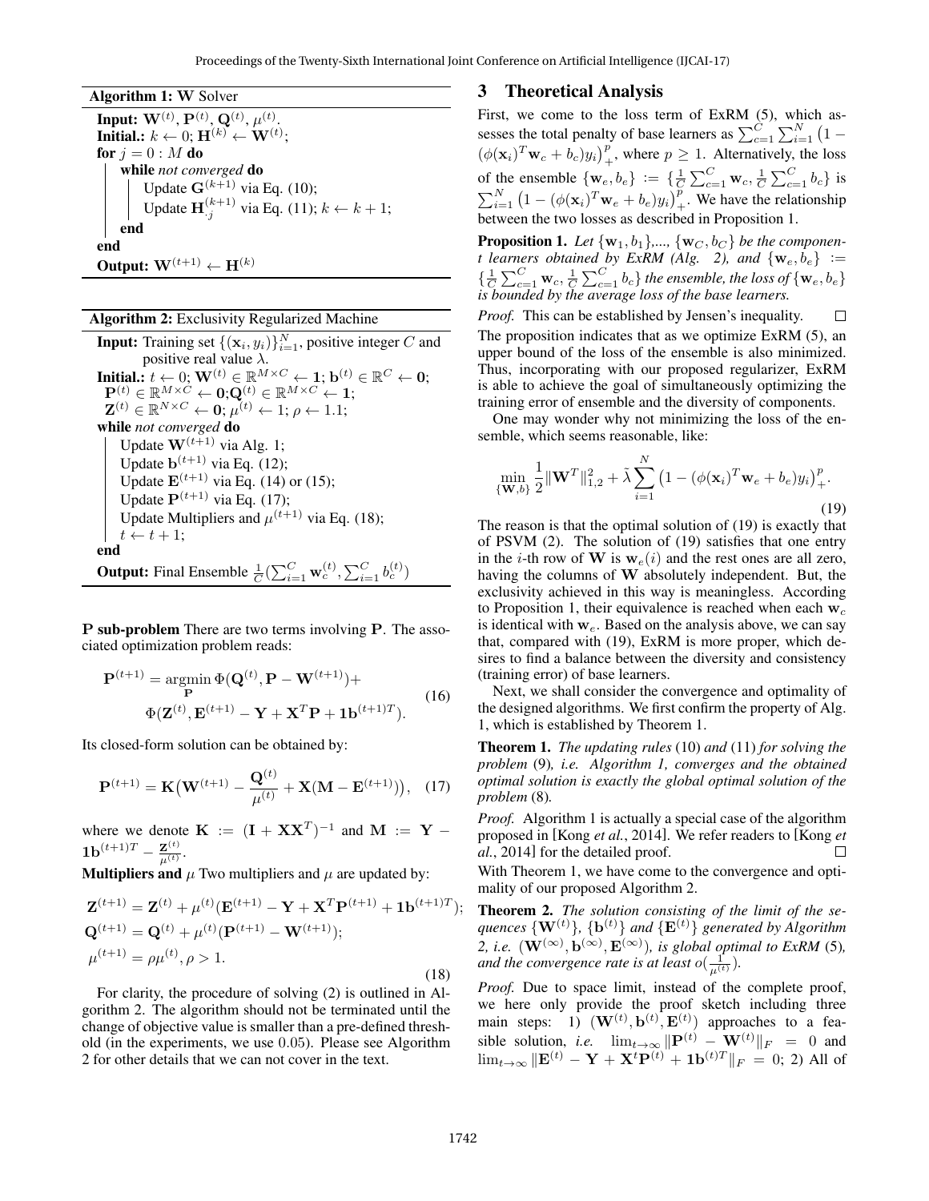**Algorithm 1:** W Solver

**Input:** $\mathbf{W}^{(t)}$, $\mathbf{P}^{(t)}$, $\mathbf{Q}^{(t)}$, $\mu^{(t)}$.
**Initial.:** $k \leftarrow 0$; $\mathbf{H}^{(k)} \leftarrow \mathbf{W}^{(t)}$;
**for** $j = 0 : M$ **do**
  **while** *not converged* **do**
    Update $\mathbf{G}^{(k+1)}$ via Eq. (10);
    Update $\mathbf{H}_{\cdot j}^{(k+1)}$ via Eq. (11); $k \leftarrow k + 1$;
  **end**
**end**
**Output:** $\mathbf{W}^{(t+1)} \leftarrow \mathbf{H}^{(k)}$

**Algorithm 2:** Exclusivity Regularized Machine

**Input:** Training set $\{(\mathbf{x}_i, y_i)\}_{i=1}^N$, positive integer $C$ and positive real value $\lambda$.
**Initial.:** $t \leftarrow 0$; $\mathbf{W}^{(t)} \in \mathbb{R}^{M\times C} \leftarrow \mathbf{1}$; $\mathbf{b}^{(t)} \in \mathbb{R}^{C} \leftarrow \mathbf{0}$;
$\mathbf{P}^{(t)} \in \mathbb{R}^{M\times C} \leftarrow \mathbf{0}$;$\mathbf{Q}^{(t)} \in \mathbb{R}^{M\times C} \leftarrow \mathbf{1}$;
$\mathbf{Z}^{(t)} \in \mathbb{R}^{N\times C} \leftarrow \mathbf{0}$; $\mu^{(t)} \leftarrow 1$; $\rho \leftarrow 1.1$;
**while** *not converged* **do**
  Update $\mathbf{W}^{(t+1)}$ via Alg. 1;
  Update $\mathbf{b}^{(t+1)}$ via Eq. (12);
  Update $\mathbf{E}^{(t+1)}$ via Eq. (14) or (15);
  Update $\mathbf{P}^{(t+1)}$ via Eq. (17);
  Update Multipliers and $\mu^{(t+1)}$ via Eq. (18);
  $t \leftarrow t + 1$;
**end**
**Output:** Final Ensemble $\frac{1}{C}(\sum_{i=1}^C \mathbf{w}_c^{(t)}, \sum_{i=1}^C b_c^{(t)})$

**P sub-problem** There are two terms involving $\mathbf{P}$. The associated optimization problem reads:

$$\mathbf{P}^{(t+1)} = \underset{\mathbf{P}}{\operatorname{argmin}}\, \Phi(\mathbf{Q}^{(t)}, \mathbf{P} - \mathbf{W}^{(t+1)}) + \Phi(\mathbf{Z}^{(t)}, \mathbf{E}^{(t+1)} - \mathbf{Y} + \mathbf{X}^T\mathbf{P} + \mathbf{1}\mathbf{b}^{(t+1)T}). \tag{16}$$

Its closed-form solution can be obtained by:

$$\mathbf{P}^{(t+1)} = \mathbf{K}\big(\mathbf{W}^{(t+1)} - \frac{\mathbf{Q}^{(t)}}{\mu^{(t)}} + \mathbf{X}(\mathbf{M} - \mathbf{E}^{(t+1)})\big), \tag{17}$$

where we denote $\mathbf{K} := (\mathbf{I} + \mathbf{X}\mathbf{X}^T)^{-1}$ and $\mathbf{M} := \mathbf{Y} - \mathbf{1}\mathbf{b}^{(t+1)T} - \frac{\mathbf{Z}^{(t)}}{\mu^{(t)}}$.

**Multipliers and** $\mu$ Two multipliers and $\mu$ are updated by:

$$\begin{aligned}
&\mathbf{Z}^{(t+1)} = \mathbf{Z}^{(t)} + \mu^{(t)}(\mathbf{E}^{(t+1)} - \mathbf{Y} + \mathbf{X}^T\mathbf{P}^{(t+1)} + \mathbf{1}\mathbf{b}^{(t+1)T});\\
&\mathbf{Q}^{(t+1)} = \mathbf{Q}^{(t)} + \mu^{(t)}(\mathbf{P}^{(t+1)} - \mathbf{W}^{(t+1)});\\
&\mu^{(t+1)} = \rho\mu^{(t)}, \rho > 1.
\end{aligned} \tag{18}$$

For clarity, the procedure of solving (2) is outlined in Algorithm 2. The algorithm should not be terminated until the change of objective value is smaller than a pre-defined threshold (in the experiments, we use 0.05). Please see Algorithm 2 for other details that we can not cover in the text.

## 3 Theoretical Analysis

First, we come to the loss term of ExRM (5), which assesses the total penalty of base learners as $\sum_{c=1}^C\sum_{i=1}^N\big(1 - (\phi(\mathbf{x}_i)^T\mathbf{w}_c + b_c)y_i\big)_+^p$, where $p \geq 1$. Alternatively, the loss of the ensemble $\{\mathbf{w}_e, b_e\} := \{\frac{1}{C}\sum_{c=1}^C \mathbf{w}_c, \frac{1}{C}\sum_{c=1}^C b_c\}$ is $\sum_{i=1}^N\big(1 - (\phi(\mathbf{x}_i)^T\mathbf{w}_e + b_e)y_i\big)_+^p$. We have the relationship between the two losses as described in Proposition 1.

**Proposition 1.** *Let $\{\mathbf{w}_1, b_1\}$,..., $\{\mathbf{w}_C, b_C\}$ be the component learners obtained by ExRM (Alg. 2), and $\{\mathbf{w}_e, b_e\} := \{\frac{1}{C}\sum_{c=1}^C \mathbf{w}_c, \frac{1}{C}\sum_{c=1}^C b_c\}$ the ensemble, the loss of $\{\mathbf{w}_e, b_e\}$ is bounded by the average loss of the base learners.*

*Proof.* This can be established by Jensen's inequality. □

The proposition indicates that as we optimize ExRM (5), an upper bound of the loss of the ensemble is also minimized. Thus, incorporating with our proposed regularizer, ExRM is able to achieve the goal of simultaneously optimizing the training error of ensemble and the diversity of components.

One may wonder why not minimizing the loss of the ensemble, which seems reasonable, like:

$$\min_{\{\mathbf{W}, b\}} \frac{1}{2}\|\mathbf{W}^T\|_{1,2}^2 + \tilde{\lambda}\sum_{i=1}^N\big(1 - (\phi(\mathbf{x}_i)^T\mathbf{w}_e + b_e)y_i\big)_+^p. \tag{19}$$

The reason is that the optimal solution of (19) is exactly that of PSVM (2). The solution of (19) satisfies that one entry in the $i$-th row of $\mathbf{W}$ is $\mathbf{w}_e(i)$ and the rest ones are all zero, having the columns of $\mathbf{W}$ absolutely independent. But, the exclusivity achieved in this way is meaningless. According to Proposition 1, their equivalence is reached when each $\mathbf{w}_c$ is identical with $\mathbf{w}_e$. Based on the analysis above, we can say that, compared with (19), ExRM is more proper, which desires to find a balance between the diversity and consistency (training error) of base learners.

Next, we shall consider the convergence and optimality of the designed algorithms. We first confirm the property of Alg. 1, which is established by Theorem 1.

**Theorem 1.** *The updating rules* (10) *and* (11) *for solving the problem* (9)*, i.e. Algorithm 1, converges and the obtained optimal solution is exactly the global optimal solution of the problem* (8)*.*

*Proof.* Algorithm 1 is actually a special case of the algorithm proposed in [Kong *et al.*, 2014]. We refer readers to [Kong *et al.*, 2014] for the detailed proof. □

With Theorem 1, we have come to the convergence and optimality of our proposed Algorithm 2.

**Theorem 2.** *The solution consisting of the limit of the sequences $\{\mathbf{W}^{(t)}\}$, $\{\mathbf{b}^{(t)}\}$ and $\{\mathbf{E}^{(t)}\}$ generated by Algorithm 2, i.e. $(\mathbf{W}^{(\infty)}, \mathbf{b}^{(\infty)}, \mathbf{E}^{(\infty)})$, is global optimal to ExRM* (5)*, and the convergence rate is at least $o(\frac{1}{\mu^{(t)}})$.*

*Proof.* Due to space limit, instead of the complete proof, we here only provide the proof sketch including three main steps: 1) $(\mathbf{W}^{(t)}, \mathbf{b}^{(t)}, \mathbf{E}^{(t)})$ approaches to a feasible solution, *i.e.* $\lim_{t\to\infty}\|\mathbf{P}^{(t)} - \mathbf{W}^{(t)}\|_F = 0$ and $\lim_{t\to\infty}\|\mathbf{E}^{(t)} - \mathbf{Y} + \mathbf{X}^t\mathbf{P}^{(t)} + \mathbf{1}\mathbf{b}^{(t)T}\|_F = 0$; 2) All of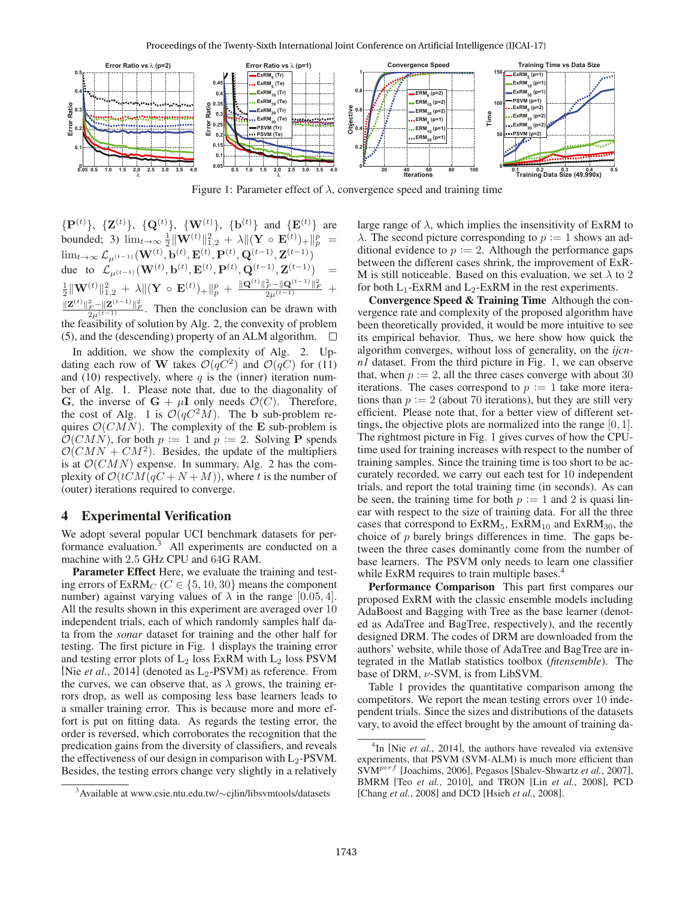Figure 1: Parameter effect of $\lambda$, convergence speed and training time

$\{\mathbf{P}^{(t)}\}$, $\{\mathbf{Z}^{(t)}\}$, $\{\mathbf{Q}^{(t)}\}$, $\{\mathbf{W}^{(t)}\}$, $\{\mathbf{b}^{(t)}\}$ and $\{\mathbf{E}^{(t)}\}$ are bounded; 3) $\lim_{t\to\infty} \frac{1}{2}\|\mathbf{W}^{(t)}\|_{1,2}^2 + \lambda\|(\mathbf{Y} \circ \mathbf{E}^{(t)})_+\|_p^p = \lim_{t\to\infty} \mathcal{L}_{\mu^{(t-1)}}(\mathbf{W}^{(t)}, \mathbf{b}^{(t)}, \mathbf{E}^{(t)}, \mathbf{P}^{(t)}, \mathbf{Q}^{(t-1)}, \mathbf{Z}^{(t-1)})$ due to $\mathcal{L}_{\mu^{(t-1)}}(\mathbf{W}^{(t)}, \mathbf{b}^{(t)}, \mathbf{E}^{(t)}, \mathbf{P}^{(t)}, \mathbf{Q}^{(t-1)}, \mathbf{Z}^{(t-1)}) = \frac{1}{2}\|\mathbf{W}^{(t)}\|_{1,2}^2 + \lambda\|(\mathbf{Y} \circ \mathbf{E}^{(t)})_+\|_p^p + \frac{\|\mathbf{Q}^{(t)}\|_F^2 - \|\mathbf{Q}^{(t-1)}\|_F^2}{2\mu^{(t-1)}} + \frac{\|\mathbf{Z}^{(t)}\|_F^2 - \|\mathbf{Z}^{(t-1)}\|_F^2}{2\mu^{(t-1)}}$. Then the conclusion can be drawn with the feasibility of solution by Alg. 2, the convexity of problem (5), and the (descending) property of an ALM algorithm. □

In addition, we show the complexity of Alg. 2. Updating each row of $\mathbf{W}$ takes $\mathcal{O}(qC^2)$ and $\mathcal{O}(qC)$ for (11) and (10) respectively, where $q$ is the (inner) iteration number of Alg. 1. Please note that, due to the diagonality of $\mathbf{G}$, the inverse of $\mathbf{G} + \mu\mathbf{I}$ only needs $\mathcal{O}(C)$. Therefore, the cost of Alg. 1 is $\mathcal{O}(qC^2M)$. The $\mathbf{b}$ sub-problem requires $\mathcal{O}(CMN)$. The complexity of the $\mathbf{E}$ sub-problem is $\mathcal{O}(CMN)$, for both $p := 1$ and $p := 2$. Solving $\mathbf{P}$ spends $\mathcal{O}(CMN + CM^2)$. Besides, the update of the multipliers is at $\mathcal{O}(CMN)$ expense. In summary, Alg. 2 has the complexity of $\mathcal{O}(tCM(qC + N + M))$, where $t$ is the number of (outer) iterations required to converge.

## 4 Experimental Verification

We adopt several popular UCI benchmark datasets for performance evaluation.[3] All experiments are conducted on a machine with 2.5 GHz CPU and 64G RAM.

**Parameter Effect** Here, we evaluate the training and testing errors of ExRM$_C$ ($C \in \{5, 10, 30\}$ means the component number) against varying values of $\lambda$ in the range $[0.05, 4]$. All the results shown in this experiment are averaged over 10 independent trials, each of which randomly samples half data from the *sonar* dataset for training and the other half for testing. The first picture in Fig. 1 displays the training error and testing error plots of L$_2$ loss ExRM with L$_2$ loss PSVM [Nie *et al.*, 2014] (denoted as L$_2$-PSVM) as reference. From the curves, we can observe that, as $\lambda$ grows, the training errors drop, as well as composing less base learners leads to a smaller training error. This is because more and more effort is put on fitting data. As regards the testing error, the order is reversed, which corroborates the recognition that the predication gains from the diversity of classifiers, and reveals the effectiveness of our design in comparison with L$_2$-PSVM. Besides, the testing errors change very slightly in a relatively large range of $\lambda$, which implies the insensitivity of ExRM to $\lambda$. The second picture corresponding to $p := 1$ shows an additional evidence to $p := 2$. Although the performance gaps between the different cases shrink, the improvement of ExRM is still noticeable. Based on this evaluation, we set $\lambda$ to 2 for both L$_1$-ExRM and L$_2$-ExRM in the rest experiments.

**Convergence Speed & Training Time** Although the convergence rate and complexity of the proposed algorithm have been theoretically provided, it would be more intuitive to see its empirical behavior. Thus, we here show how quick the algorithm converges, without loss of generality, on the *ijcnn1* dataset. From the third picture in Fig. 1, we can observe that, when $p := 2$, all the three cases converge with about 30 iterations. The cases correspond to $p := 1$ take more iterations than $p := 2$ (about 70 iterations), but they are still very efficient. Please note that, for a better view of different settings, the objective plots are normalized into the range $[0, 1]$. The rightmost picture in Fig. 1 gives curves of how the CPU-time used for training increases with respect to the number of training samples. Since the training time is too short to be accurately recorded, we carry out each test for 10 independent trials, and report the total training time (in seconds). As can be seen, the training time for both $p := 1$ and 2 is quasi linear with respect to the size of training data. For all the three cases that correspond to ExRM$_5$, ExRM$_{10}$ and ExRM$_{30}$, the choice of $p$ barely brings differences in time. The gaps between the three cases dominantly come from the number of base learners. The PSVM only needs to learn one classifier while ExRM requires to train multiple bases.[4]

**Performance Comparison** This part first compares our proposed ExRM with the classic ensemble models including AdaBoost and Bagging with Tree as the base learner (denoted as AdaTree and BagTree, respectively), and the recently designed DRM. The codes of DRM are downloaded from the authors' website, while those of AdaTree and BagTree are integrated in the Matlab statistics toolbox (*fitensemble*). The base of DRM, $\nu$-SVM, is from LibSVM.

Table 1 provides the quantitative comparison among the competitors. We report the mean testing errors over 10 independent trials. Since the sizes and distributions of the datasets vary, to avoid the effect brought by the amount of training da-

[3] Available at www.csie.ntu.edu.tw/∼cjlin/libsvmtools/datasets

[4] In [Nie *et al.*, 2014], the authors have revealed via extensive experiments, that PSVM (SVM-ALM) is much more efficient than SVM$^{perf}$ [Joachims, 2006], Pegasos [Shalev-Shwartz *et al.*, 2007], BMRM [Teo *et al.*, 2010], and TRON [Lin *et al.*, 2008], PCD [Chang *et al.*, 2008] and DCD [Hsieh *et al.*, 2008].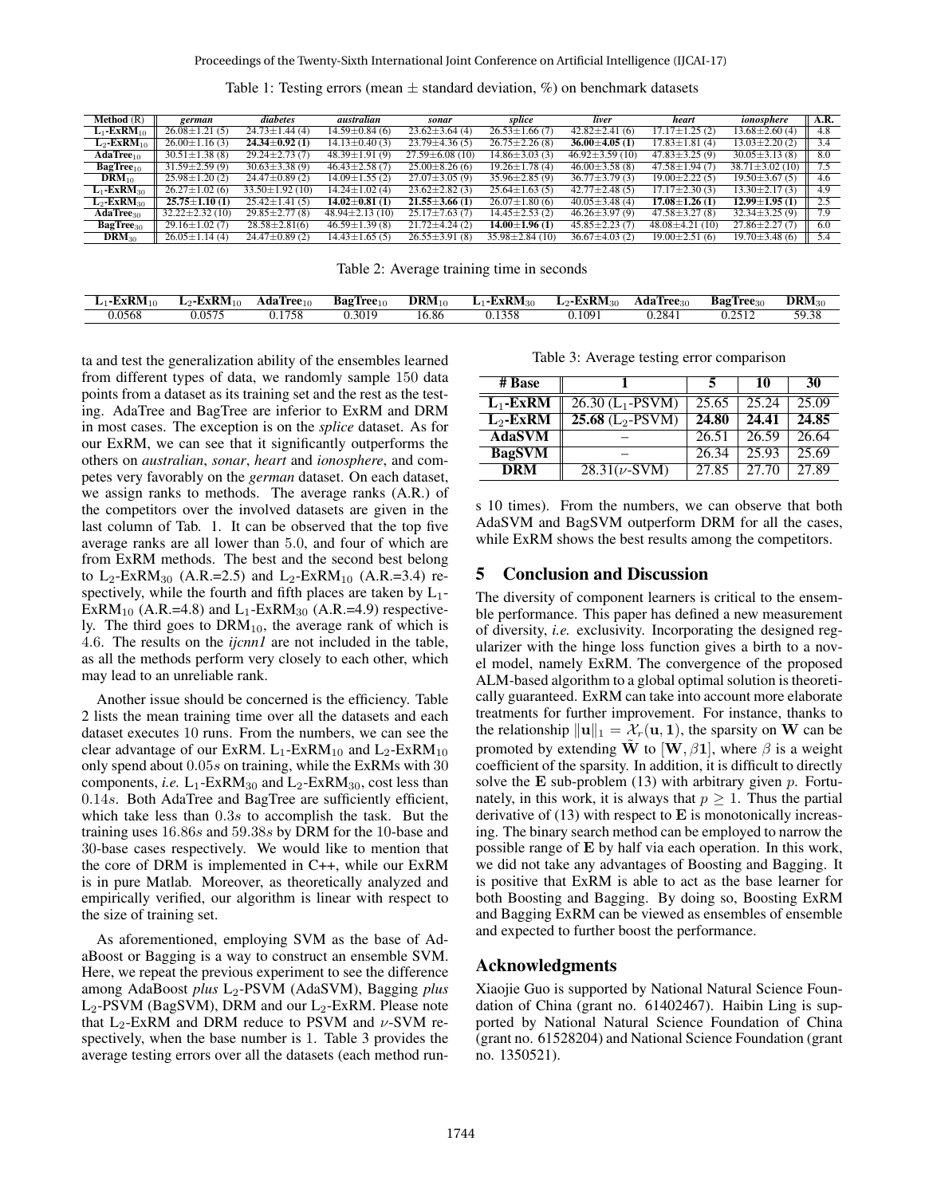Table 1: Testing errors (mean ± standard deviation, %) on benchmark datasets

| Method (R) | *german* | *diabetes* | *australian* | *sonar* | *splice* | *liver* | *heart* | *ionosphere* | A.R. |
|---|---|---|---|---|---|---|---|---|---|
| **$L_1$-ExRM$_{10}$** | 26.08±1.21 (5) | 24.73±1.44 (4) | 14.59±0.84 (6) | 23.62±3.64 (4) | 26.53±1.66 (7) | 42.82±2.41 (6) | 17.17±1.25 (2) | 13.68±2.60 (4) | 4.8 |
| **$L_2$-ExRM$_{10}$** | 26.00±1.16 (3) | **24.34±0.92 (1)** | 14.13±0.40 (3) | 23.79±4.36 (5) | 26.75±2.26 (8) | **36.00±4.05 (1)** | 17.83±1.81 (4) | 13.03±2.20 (2) | 3.4 |
| **AdaTree$_{10}$** | 30.51±1.38 (8) | 29.24±2.73 (7) | 48.39±1.91 (9) | 27.59±6.08 (10) | 14.86±3.03 (3) | 46.92±3.59 (10) | 47.83±3.25 (9) | 30.05±3.13 (8) | 8.0 |
| **BagTree$_{10}$** | 31.59±2.59 (9) | 30.63±3.38 (9) | 46.43±2.58 (7) | 25.00±8.26 (6) | 19.26±1.78 (4) | 46.00±3.58 (8) | 47.58±1.94 (7) | 38.71±3.02 (10) | 7.5 |
| **DRM$_{10}$** | 25.98±1.20 (2) | 24.47±0.89 (2) | 14.09±1.55 (2) | 27.07±3.05 (9) | 35.96±2.85 (9) | 36.77±3.79 (3) | 19.00±2.22 (5) | 19.50±3.67 (5) | 4.6 |
| **$L_1$-ExRM$_{30}$** | 26.27±1.02 (6) | 33.50±1.92 (10) | 14.24±1.02 (4) | 23.62±2.82 (3) | 25.64±1.63 (5) | 42.77±2.48 (5) | 17.17±2.30 (3) | 13.30±2.17 (3) | 4.9 |
| **$L_2$-ExRM$_{30}$** | **25.75±1.10 (1)** | 25.42±1.41 (5) | **14.02±0.81 (1)** | **21.55±3.66 (1)** | 26.07±1.80 (6) | 40.05±3.48 (4) | **17.08±1.26 (1)** | **12.99±1.95 (1)** | 2.5 |
| **AdaTree$_{30}$** | 32.22±2.32 (10) | 29.85±2.77 (8) | 48.94±2.13 (10) | 25.17±7.63 (7) | 14.45±2.53 (2) | 46.26±3.97 (9) | 47.58±3.27 (8) | 32.34±3.25 (9) | 7.9 |
| **BagTree$_{30}$** | 29.16±1.02 (7) | 28.58±2.81(6) | 46.59±1.39 (8) | 21.72±4.24 (2) | **14.00±1.96 (1)** | 45.85±2.23 (7) | 48.08±4.21 (10) | 27.86±2.27 (7) | 6.0 |
| **DRM$_{30}$** | 26.05±1.14 (4) | 24.47±0.89 (2) | 14.43±1.65 (5) | 26.55±3.91 (8) | 35.98±2.84 (10) | 36.67±4.03 (2) | 19.00±2.51 (6) | 19.70±3.48 (6) | 5.4 |

Table 2: Average training time in seconds

| $L_1$-ExRM$_{10}$ | $L_2$-ExRM$_{10}$ | AdaTree$_{10}$ | BagTree$_{10}$ | DRM$_{10}$ | $L_1$-ExRM$_{30}$ | $L_2$-ExRM$_{30}$ | AdaTree$_{30}$ | BagTree$_{30}$ | DRM$_{30}$ |
|---|---|---|---|---|---|---|---|---|---|
| 0.0568 | 0.0575 | 0.1758 | 0.3019 | 16.86 | 0.1358 | 0.1091 | 0.2841 | 0.2512 | 59.38 |

ta and test the generalization ability of the ensembles learned from different types of data, we randomly sample 150 data points from a dataset as its training set and the rest as the testing. AdaTree and BagTree are inferior to ExRM and DRM in most cases. The exception is on the *splice* dataset. As for our ExRM, we can see that it significantly outperforms the others on *australian*, *sonar*, *heart* and *ionosphere*, and competes very favorably on the *german* dataset. On each dataset, we assign ranks to methods. The average ranks (A.R.) of the competitors over the involved datasets are given in the last column of Tab. 1. It can be observed that the top five average ranks are all lower than 5.0, and four of which are from ExRM methods. The best and the second best belong to $L_2$-ExRM$_{30}$ (A.R.=2.5) and $L_2$-ExRM$_{10}$ (A.R.=3.4) respectively, while the fourth and fifth places are taken by $L_1$-ExRM$_{10}$ (A.R.=4.8) and $L_1$-ExRM$_{30}$ (A.R.=4.9) respectively. The third goes to DRM$_{10}$, the average rank of which is 4.6. The results on the *ijcnn1* are not included in the table, as all the methods perform very closely to each other, which may lead to an unreliable rank.

Another issue should be concerned is the efficiency. Table 2 lists the mean training time over all the datasets and each dataset executes 10 runs. From the numbers, we can see the clear advantage of our ExRM. $L_1$-ExRM$_{10}$ and $L_2$-ExRM$_{10}$ only spend about $0.05s$ on training, while the ExRMs with 30 components, *i.e.* $L_1$-ExRM$_{30}$ and $L_2$-ExRM$_{30}$, cost less than $0.14s$. Both AdaTree and BagTree are sufficiently efficient, which take less than $0.3s$ to accomplish the task. But the training uses $16.86s$ and $59.38s$ by DRM for the 10-base and 30-base cases respectively. We would like to mention that the core of DRM is implemented in C++, while our ExRM is in pure Matlab. Moreover, as theoretically analyzed and empirically verified, our algorithm is linear with respect to the size of training set.

As aforementioned, employing SVM as the base of AdaBoost or Bagging is a way to construct an ensemble SVM. Here, we repeat the previous experiment to see the difference among AdaBoost *plus* $L_2$-PSVM (AdaSVM), Bagging *plus* $L_2$-PSVM (BagSVM), DRM and our $L_2$-ExRM. Please note that $L_2$-ExRM and DRM reduce to PSVM and $\nu$-SVM respectively, when the base number is 1. Table 3 provides the average testing errors over all the datasets (each method runs 10 times). From the numbers, we can observe that both AdaSVM and BagSVM outperform DRM for all the cases, while ExRM shows the best results among the competitors.

Table 3: Average testing error comparison

| # Base | 1 | 5 | 10 | 30 |
|---|---|---|---|---|
| $L_1$-ExRM | 26.30 ($L_1$-PSVM) | 25.65 | 25.24 | 25.09 |
| $L_2$-ExRM | **25.68** ($L_2$-PSVM) | **24.80** | **24.41** | **24.85** |
| AdaSVM | – | 26.51 | 26.59 | 26.64 |
| BagSVM | – | 26.34 | 25.93 | 25.69 |
| DRM | 28.31($\nu$-SVM) | 27.85 | 27.70 | 27.89 |

## 5 Conclusion and Discussion

The diversity of component learners is critical to the ensemble performance. This paper has defined a new measurement of diversity, *i.e.* exclusivity. Incorporating the designed regularizer with the hinge loss function gives a birth to a novel model, namely ExRM. The convergence of the proposed ALM-based algorithm to a global optimal solution is theoretically guaranteed. ExRM can take into account more elaborate treatments for further improvement. For instance, thanks to the relationship $\|\mathbf{u}\|_1 = \mathcal{X}_r(\mathbf{u}, \mathbf{1})$, the sparsity on $\mathbf{W}$ can be promoted by extending $\tilde{\mathbf{W}}$ to $[\mathbf{W}, \beta\mathbf{1}]$, where $\beta$ is a weight coefficient of the sparsity. In addition, it is difficult to directly solve the $\mathbf{E}$ sub-problem (13) with arbitrary given $p$. Fortunately, in this work, it is always that $p \geq 1$. Thus the partial derivative of (13) with respect to $\mathbf{E}$ is monotonically increasing. The binary search method can be employed to narrow the possible range of $\mathbf{E}$ by half via each operation. In this work, we did not take any advantages of Boosting and Bagging. It is positive that ExRM is able to act as the base learner for both Boosting and Bagging. By doing so, Boosting ExRM and Bagging ExRM can be viewed as ensembles of ensemble and expected to further boost the performance.

## Acknowledgments

Xiaojie Guo is supported by National Natural Science Foundation of China (grant no. 61402467). Haibin Ling is supported by National Natural Science Foundation of China (grant no. 61528204) and National Science Foundation (grant no. 1350521).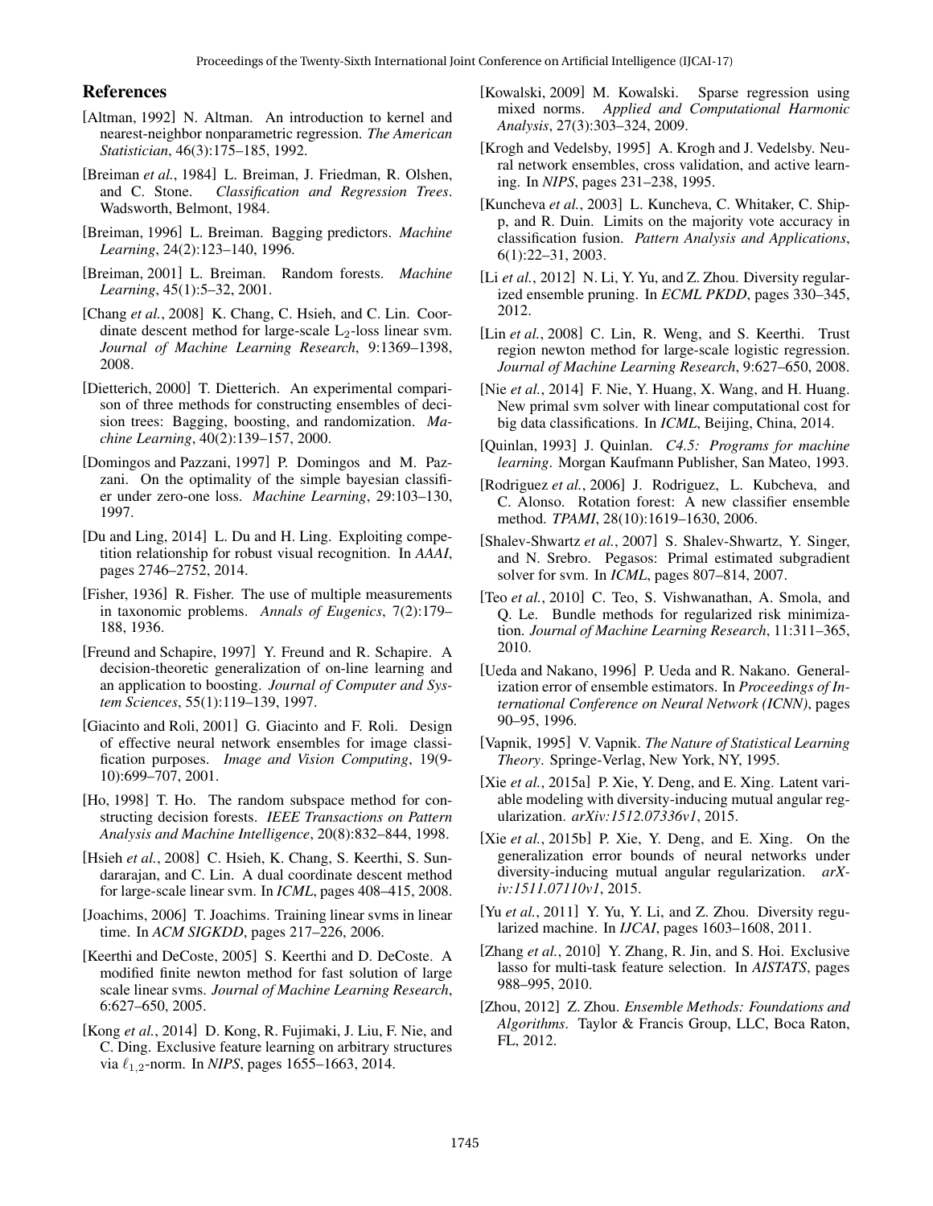## References

[Altman, 1992] N. Altman. An introduction to kernel and nearest-neighbor nonparametric regression. *The American Statistician*, 46(3):175–185, 1992.

[Breiman *et al.*, 1984] L. Breiman, J. Friedman, R. Olshen, and C. Stone. *Classification and Regression Trees*. Wadsworth, Belmont, 1984.

[Breiman, 1996] L. Breiman. Bagging predictors. *Machine Learning*, 24(2):123–140, 1996.

[Breiman, 2001] L. Breiman. Random forests. *Machine Learning*, 45(1):5–32, 2001.

[Chang *et al.*, 2008] K. Chang, C. Hsieh, and C. Lin. Coordinate descent method for large-scale $L_2$-loss linear svm. *Journal of Machine Learning Research*, 9:1369–1398, 2008.

[Dietterich, 2000] T. Dietterich. An experimental comparison of three methods for constructing ensembles of decision trees: Bagging, boosting, and randomization. *Machine Learning*, 40(2):139–157, 2000.

[Domingos and Pazzani, 1997] P. Domingos and M. Pazzani. On the optimality of the simple bayesian classifier under zero-one loss. *Machine Learning*, 29:103–130, 1997.

[Du and Ling, 2014] L. Du and H. Ling. Exploiting competition relationship for robust visual recognition. In *AAAI*, pages 2746–2752, 2014.

[Fisher, 1936] R. Fisher. The use of multiple measurements in taxonomic problems. *Annals of Eugenics*, 7(2):179–188, 1936.

[Freund and Schapire, 1997] Y. Freund and R. Schapire. A decision-theoretic generalization of on-line learning and an application to boosting. *Journal of Computer and System Sciences*, 55(1):119–139, 1997.

[Giacinto and Roli, 2001] G. Giacinto and F. Roli. Design of effective neural network ensembles for image classification purposes. *Image and Vision Computing*, 19(9-10):699–707, 2001.

[Ho, 1998] T. Ho. The random subspace method for constructing decision forests. *IEEE Transactions on Pattern Analysis and Machine Intelligence*, 20(8):832–844, 1998.

[Hsieh *et al.*, 2008] C. Hsieh, K. Chang, S. Keerthi, S. Sundararajan, and C. Lin. A dual coordinate descent method for large-scale linear svm. In *ICML*, pages 408–415, 2008.

[Joachims, 2006] T. Joachims. Training linear svms in linear time. In *ACM SIGKDD*, pages 217–226, 2006.

[Keerthi and DeCoste, 2005] S. Keerthi and D. DeCoste. A modified finite newton method for fast solution of large scale linear svms. *Journal of Machine Learning Research*, 6:627–650, 2005.

[Kong *et al.*, 2014] D. Kong, R. Fujimaki, J. Liu, F. Nie, and C. Ding. Exclusive feature learning on arbitrary structures via $\ell_{1,2}$-norm. In *NIPS*, pages 1655–1663, 2014.

[Kowalski, 2009] M. Kowalski. Sparse regression using mixed norms. *Applied and Computational Harmonic Analysis*, 27(3):303–324, 2009.

[Krogh and Vedelsby, 1995] A. Krogh and J. Vedelsby. Neural network ensembles, cross validation, and active learning. In *NIPS*, pages 231–238, 1995.

[Kuncheva *et al.*, 2003] L. Kuncheva, C. Whitaker, C. Shipp, and R. Duin. Limits on the majority vote accuracy in classification fusion. *Pattern Analysis and Applications*, 6(1):22–31, 2003.

[Li *et al.*, 2012] N. Li, Y. Yu, and Z. Zhou. Diversity regularized ensemble pruning. In *ECML PKDD*, pages 330–345, 2012.

[Lin *et al.*, 2008] C. Lin, R. Weng, and S. Keerthi. Trust region newton method for large-scale logistic regression. *Journal of Machine Learning Research*, 9:627–650, 2008.

[Nie *et al.*, 2014] F. Nie, Y. Huang, X. Wang, and H. Huang. New primal svm solver with linear computational cost for big data classifications. In *ICML*, Beijing, China, 2014.

[Quinlan, 1993] J. Quinlan. *C4.5: Programs for machine learning*. Morgan Kaufmann Publisher, San Mateo, 1993.

[Rodriguez *et al.*, 2006] J. Rodriguez, L. Kubcheva, and C. Alonso. Rotation forest: A new classifier ensemble method. *TPAMI*, 28(10):1619–1630, 2006.

[Shalev-Shwartz *et al.*, 2007] S. Shalev-Shwartz, Y. Singer, and N. Srebro. Pegasos: Primal estimated subgradient solver for svm. In *ICML*, pages 807–814, 2007.

[Teo *et al.*, 2010] C. Teo, S. Vishwanathan, A. Smola, and Q. Le. Bundle methods for regularized risk minimization. *Journal of Machine Learning Research*, 11:311–365, 2010.

[Ueda and Nakano, 1996] P. Ueda and R. Nakano. Generalization error of ensemble estimators. In *Proceedings of International Conference on Neural Network (ICNN)*, pages 90–95, 1996.

[Vapnik, 1995] V. Vapnik. *The Nature of Statistical Learning Theory*. Springe-Verlag, New York, NY, 1995.

[Xie *et al.*, 2015a] P. Xie, Y. Deng, and E. Xing. Latent variable modeling with diversity-inducing mutual angular regularization. *arXiv:1512.07336v1*, 2015.

[Xie *et al.*, 2015b] P. Xie, Y. Deng, and E. Xing. On the generalization error bounds of neural networks under diversity-inducing mutual angular regularization. *arXiv:1511.07110v1*, 2015.

[Yu *et al.*, 2011] Y. Yu, Y. Li, and Z. Zhou. Diversity regularized machine. In *IJCAI*, pages 1603–1608, 2011.

[Zhang *et al.*, 2010] Y. Zhang, R. Jin, and S. Hoi. Exclusive lasso for multi-task feature selection. In *AISTATS*, pages 988–995, 2010.

[Zhou, 2012] Z. Zhou. *Ensemble Methods: Foundations and Algorithms*. Taylor & Francis Group, LLC, Boca Raton, FL, 2012.